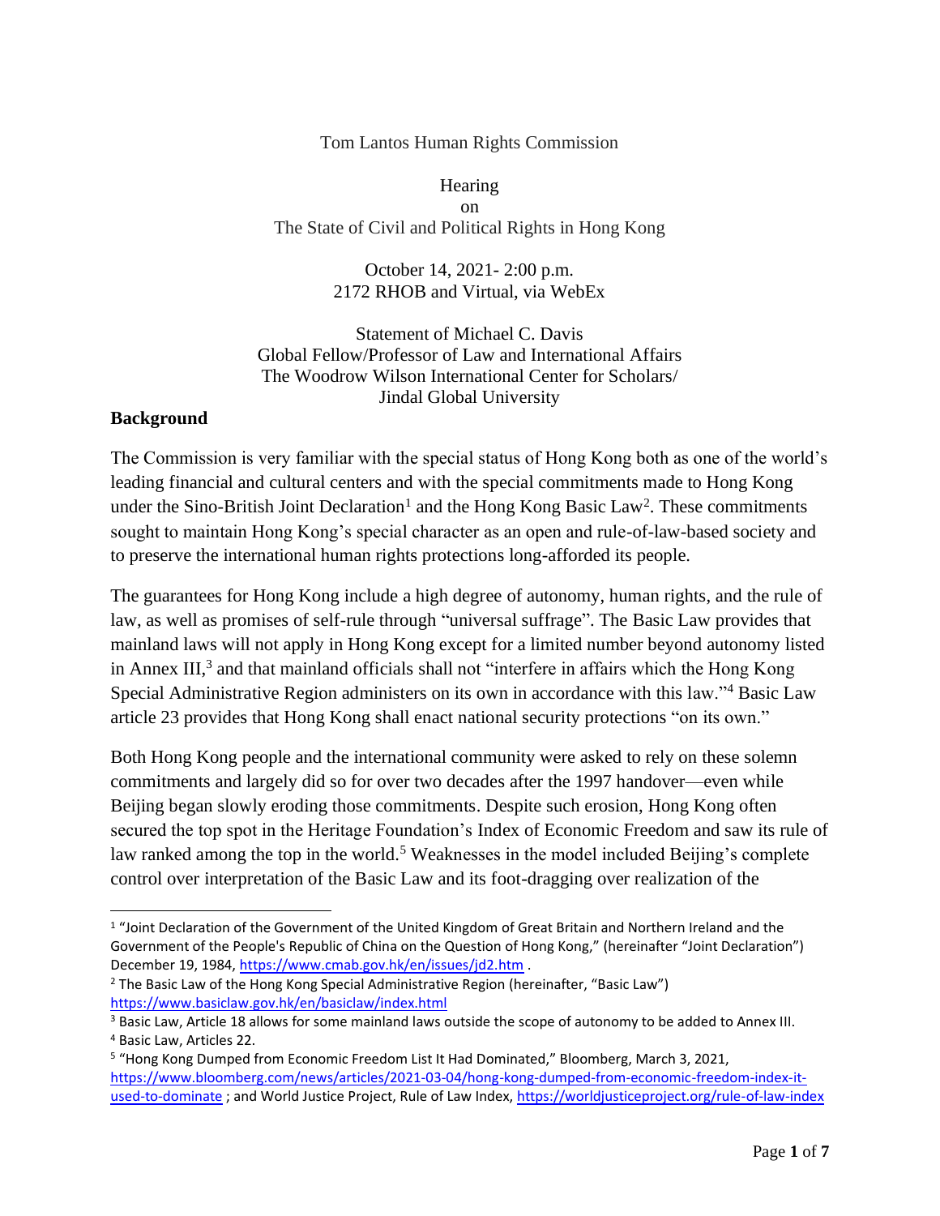Tom Lantos Human Rights Commission

Hearing
on
The State of Civil and Political Rights in Hong Kong

October 14, 2021- 2:00 p.m.
2172 RHOB and Virtual, via WebEx

Statement of Michael C. Davis
Global Fellow/Professor of Law and International Affairs
The Woodrow Wilson International Center for Scholars/
Jindal Global University

## Background

The Commission is very familiar with the special status of Hong Kong both as one of the world's leading financial and cultural centers and with the special commitments made to Hong Kong under the Sino-British Joint Declaration[1] and the Hong Kong Basic Law[2]. These commitments sought to maintain Hong Kong's special character as an open and rule-of-law-based society and to preserve the international human rights protections long-afforded its people.

The guarantees for Hong Kong include a high degree of autonomy, human rights, and the rule of law, as well as promises of self-rule through "universal suffrage". The Basic Law provides that mainland laws will not apply in Hong Kong except for a limited number beyond autonomy listed in Annex III,[3] and that mainland officials shall not "interfere in affairs which the Hong Kong Special Administrative Region administers on its own in accordance with this law."[4] Basic Law article 23 provides that Hong Kong shall enact national security protections "on its own."

Both Hong Kong people and the international community were asked to rely on these solemn commitments and largely did so for over two decades after the 1997 handover—even while Beijing began slowly eroding those commitments. Despite such erosion, Hong Kong often secured the top spot in the Heritage Foundation's Index of Economic Freedom and saw its rule of law ranked among the top in the world.[5] Weaknesses in the model included Beijing's complete control over interpretation of the Basic Law and its foot-dragging over realization of the

---

[1] "Joint Declaration of the Government of the United Kingdom of Great Britain and Northern Ireland and the Government of the People's Republic of China on the Question of Hong Kong," (hereinafter "Joint Declaration") December 19, 1984, https://www.cmab.gov.hk/en/issues/jd2.htm .

[2] The Basic Law of the Hong Kong Special Administrative Region (hereinafter, "Basic Law") https://www.basiclaw.gov.hk/en/basiclaw/index.html

[3] Basic Law, Article 18 allows for some mainland laws outside the scope of autonomy to be added to Annex III.

[4] Basic Law, Articles 22.

[5] "Hong Kong Dumped from Economic Freedom List It Had Dominated," Bloomberg, March 3, 2021, https://www.bloomberg.com/news/articles/2021-03-04/hong-kong-dumped-from-economic-freedom-index-it-used-to-dominate ; and World Justice Project, Rule of Law Index, https://worldjusticeproject.org/rule-of-law-index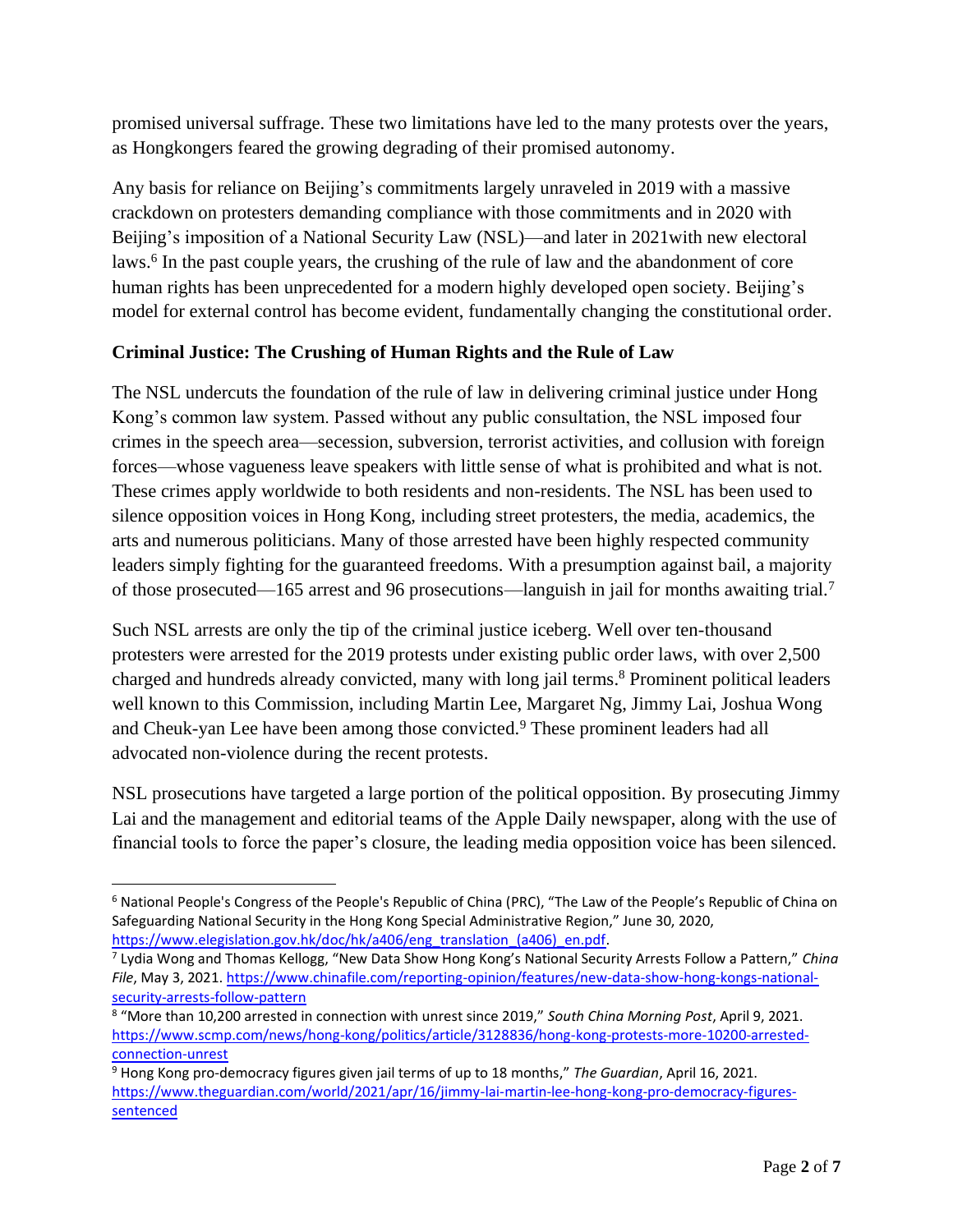promised universal suffrage. These two limitations have led to the many protests over the years, as Hongkongers feared the growing degrading of their promised autonomy.

Any basis for reliance on Beijing's commitments largely unraveled in 2019 with a massive crackdown on protesters demanding compliance with those commitments and in 2020 with Beijing's imposition of a National Security Law (NSL)—and later in 2021with new electoral laws.[6] In the past couple years, the crushing of the rule of law and the abandonment of core human rights has been unprecedented for a modern highly developed open society. Beijing's model for external control has become evident, fundamentally changing the constitutional order.

**Criminal Justice: The Crushing of Human Rights and the Rule of Law**

The NSL undercuts the foundation of the rule of law in delivering criminal justice under Hong Kong's common law system. Passed without any public consultation, the NSL imposed four crimes in the speech area—secession, subversion, terrorist activities, and collusion with foreign forces—whose vagueness leave speakers with little sense of what is prohibited and what is not. These crimes apply worldwide to both residents and non-residents. The NSL has been used to silence opposition voices in Hong Kong, including street protesters, the media, academics, the arts and numerous politicians. Many of those arrested have been highly respected community leaders simply fighting for the guaranteed freedoms. With a presumption against bail, a majority of those prosecuted—165 arrest and 96 prosecutions—languish in jail for months awaiting trial.[7]

Such NSL arrests are only the tip of the criminal justice iceberg. Well over ten-thousand protesters were arrested for the 2019 protests under existing public order laws, with over 2,500 charged and hundreds already convicted, many with long jail terms.[8] Prominent political leaders well known to this Commission, including Martin Lee, Margaret Ng, Jimmy Lai, Joshua Wong and Cheuk-yan Lee have been among those convicted.[9] These prominent leaders had all advocated non-violence during the recent protests.

NSL prosecutions have targeted a large portion of the political opposition. By prosecuting Jimmy Lai and the management and editorial teams of the Apple Daily newspaper, along with the use of financial tools to force the paper's closure, the leading media opposition voice has been silenced.

---

[6] National People's Congress of the People's Republic of China (PRC), "The Law of the People's Republic of China on Safeguarding National Security in the Hong Kong Special Administrative Region," June 30, 2020, https://www.elegislation.gov.hk/doc/hk/a406/eng_translation_(a406)_en.pdf.

[7] Lydia Wong and Thomas Kellogg, "New Data Show Hong Kong's National Security Arrests Follow a Pattern," *China File*, May 3, 2021. https://www.chinafile.com/reporting-opinion/features/new-data-show-hong-kongs-national-security-arrests-follow-pattern

[8] "More than 10,200 arrested in connection with unrest since 2019," *South China Morning Post*, April 9, 2021. https://www.scmp.com/news/hong-kong/politics/article/3128836/hong-kong-protests-more-10200-arrested-connection-unrest

[9] Hong Kong pro-democracy figures given jail terms of up to 18 months," *The Guardian*, April 16, 2021. https://www.theguardian.com/world/2021/apr/16/jimmy-lai-martin-lee-hong-kong-pro-democracy-figures-sentenced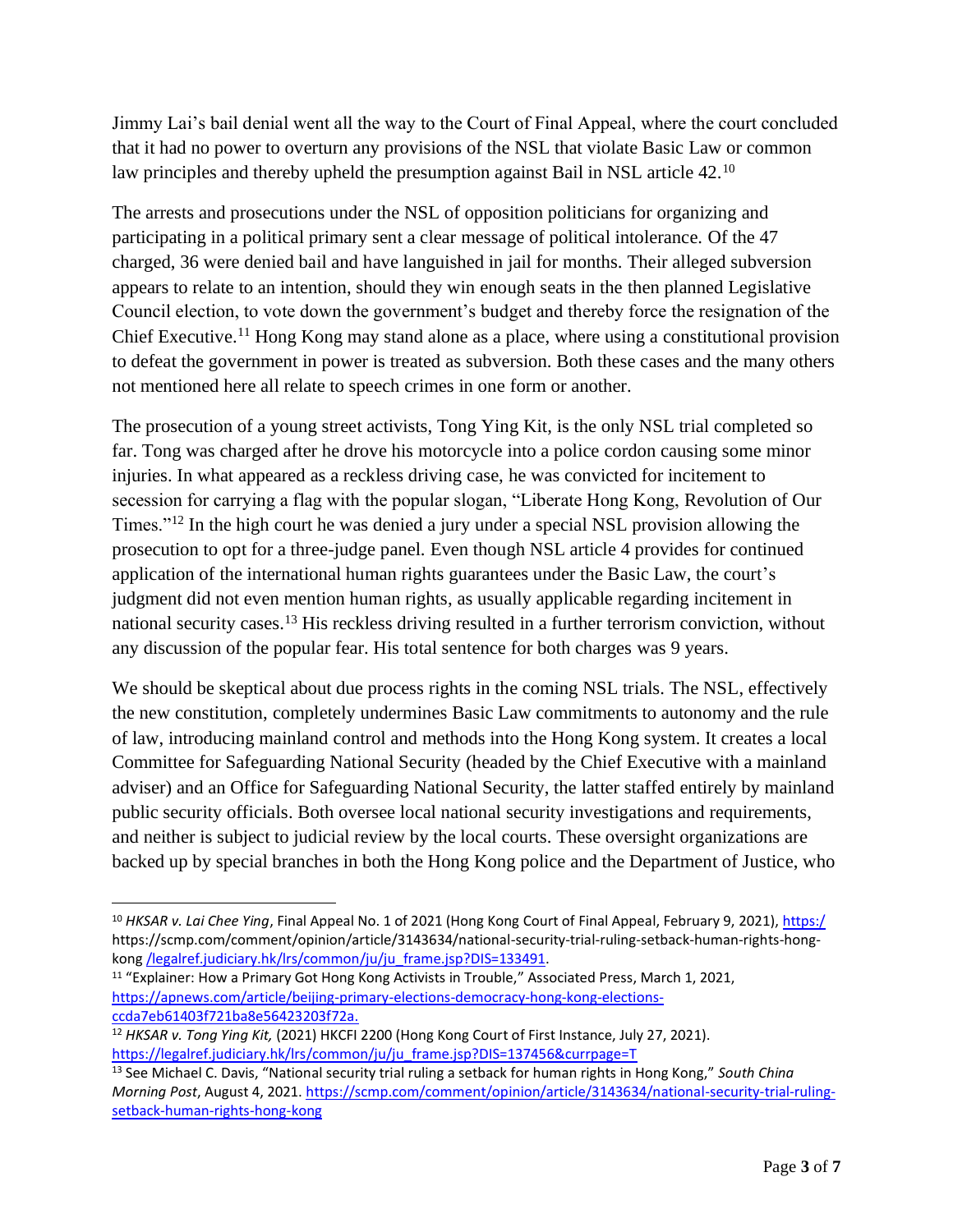Jimmy Lai's bail denial went all the way to the Court of Final Appeal, where the court concluded that it had no power to overturn any provisions of the NSL that violate Basic Law or common law principles and thereby upheld the presumption against Bail in NSL article 42.[10]

The arrests and prosecutions under the NSL of opposition politicians for organizing and participating in a political primary sent a clear message of political intolerance. Of the 47 charged, 36 were denied bail and have languished in jail for months. Their alleged subversion appears to relate to an intention, should they win enough seats in the then planned Legislative Council election, to vote down the government's budget and thereby force the resignation of the Chief Executive.[11] Hong Kong may stand alone as a place, where using a constitutional provision to defeat the government in power is treated as subversion. Both these cases and the many others not mentioned here all relate to speech crimes in one form or another.

The prosecution of a young street activists, Tong Ying Kit, is the only NSL trial completed so far. Tong was charged after he drove his motorcycle into a police cordon causing some minor injuries. In what appeared as a reckless driving case, he was convicted for incitement to secession for carrying a flag with the popular slogan, "Liberate Hong Kong, Revolution of Our Times."[12] In the high court he was denied a jury under a special NSL provision allowing the prosecution to opt for a three-judge panel. Even though NSL article 4 provides for continued application of the international human rights guarantees under the Basic Law, the court's judgment did not even mention human rights, as usually applicable regarding incitement in national security cases.[13] His reckless driving resulted in a further terrorism conviction, without any discussion of the popular fear. His total sentence for both charges was 9 years.

We should be skeptical about due process rights in the coming NSL trials. The NSL, effectively the new constitution, completely undermines Basic Law commitments to autonomy and the rule of law, introducing mainland control and methods into the Hong Kong system. It creates a local Committee for Safeguarding National Security (headed by the Chief Executive with a mainland adviser) and an Office for Safeguarding National Security, the latter staffed entirely by mainland public security officials. Both oversee local national security investigations and requirements, and neither is subject to judicial review by the local courts. These oversight organizations are backed up by special branches in both the Hong Kong police and the Department of Justice, who

---

[10] *HKSAR v. Lai Chee Ying*, Final Appeal No. 1 of 2021 (Hong Kong Court of Final Appeal, February 9, 2021), https:/ https://scmp.com/comment/opinion/article/3143634/national-security-trial-ruling-setback-human-rights-hong-kong /legalref.judiciary.hk/lrs/common/ju/ju_frame.jsp?DIS=133491.

[11] "Explainer: How a Primary Got Hong Kong Activists in Trouble," Associated Press, March 1, 2021, https://apnews.com/article/beijing-primary-elections-democracy-hong-kong-elections-ccda7eb61403f721ba8e56423203f72a.

[12] *HKSAR v. Tong Ying Kit,* (2021) HKCFI 2200 (Hong Kong Court of First Instance, July 27, 2021). https://legalref.judiciary.hk/lrs/common/ju/ju_frame.jsp?DIS=137456&currpage=T

[13] See Michael C. Davis, "National security trial ruling a setback for human rights in Hong Kong," *South China Morning Post*, August 4, 2021. https://scmp.com/comment/opinion/article/3143634/national-security-trial-ruling-setback-human-rights-hong-kong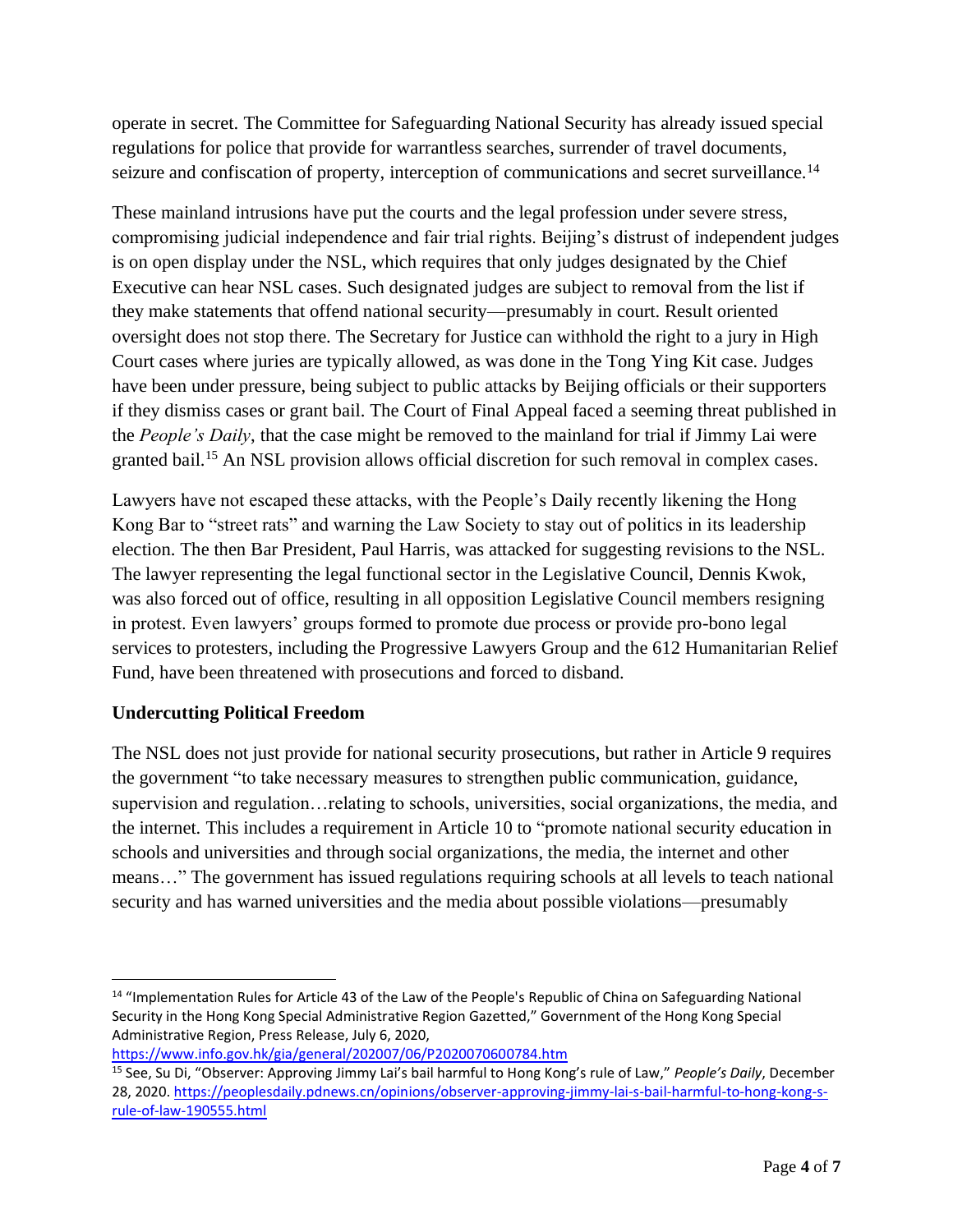operate in secret. The Committee for Safeguarding National Security has already issued special regulations for police that provide for warrantless searches, surrender of travel documents, seizure and confiscation of property, interception of communications and secret surveillance.[14]

These mainland intrusions have put the courts and the legal profession under severe stress, compromising judicial independence and fair trial rights. Beijing's distrust of independent judges is on open display under the NSL, which requires that only judges designated by the Chief Executive can hear NSL cases. Such designated judges are subject to removal from the list if they make statements that offend national security—presumably in court. Result oriented oversight does not stop there. The Secretary for Justice can withhold the right to a jury in High Court cases where juries are typically allowed, as was done in the Tong Ying Kit case. Judges have been under pressure, being subject to public attacks by Beijing officials or their supporters if they dismiss cases or grant bail. The Court of Final Appeal faced a seeming threat published in the *People's Daily*, that the case might be removed to the mainland for trial if Jimmy Lai were granted bail.[15] An NSL provision allows official discretion for such removal in complex cases.

Lawyers have not escaped these attacks, with the People's Daily recently likening the Hong Kong Bar to "street rats" and warning the Law Society to stay out of politics in its leadership election. The then Bar President, Paul Harris, was attacked for suggesting revisions to the NSL. The lawyer representing the legal functional sector in the Legislative Council, Dennis Kwok, was also forced out of office, resulting in all opposition Legislative Council members resigning in protest. Even lawyers' groups formed to promote due process or provide pro-bono legal services to protesters, including the Progressive Lawyers Group and the 612 Humanitarian Relief Fund, have been threatened with prosecutions and forced to disband.

**Undercutting Political Freedom**

The NSL does not just provide for national security prosecutions, but rather in Article 9 requires the government "to take necessary measures to strengthen public communication, guidance, supervision and regulation…relating to schools, universities, social organizations, the media, and the internet. This includes a requirement in Article 10 to "promote national security education in schools and universities and through social organizations, the media, the internet and other means…" The government has issued regulations requiring schools at all levels to teach national security and has warned universities and the media about possible violations—presumably

---

[14] "Implementation Rules for Article 43 of the Law of the People's Republic of China on Safeguarding National Security in the Hong Kong Special Administrative Region Gazetted," Government of the Hong Kong Special Administrative Region, Press Release, July 6, 2020, https://www.info.gov.hk/gia/general/202007/06/P2020070600784.htm

[15] See, Su Di, "Observer: Approving Jimmy Lai's bail harmful to Hong Kong's rule of Law," *People's Daily*, December 28, 2020. https://peoplesdaily.pdnews.cn/opinions/observer-approving-jimmy-lai-s-bail-harmful-to-hong-kong-s-rule-of-law-190555.html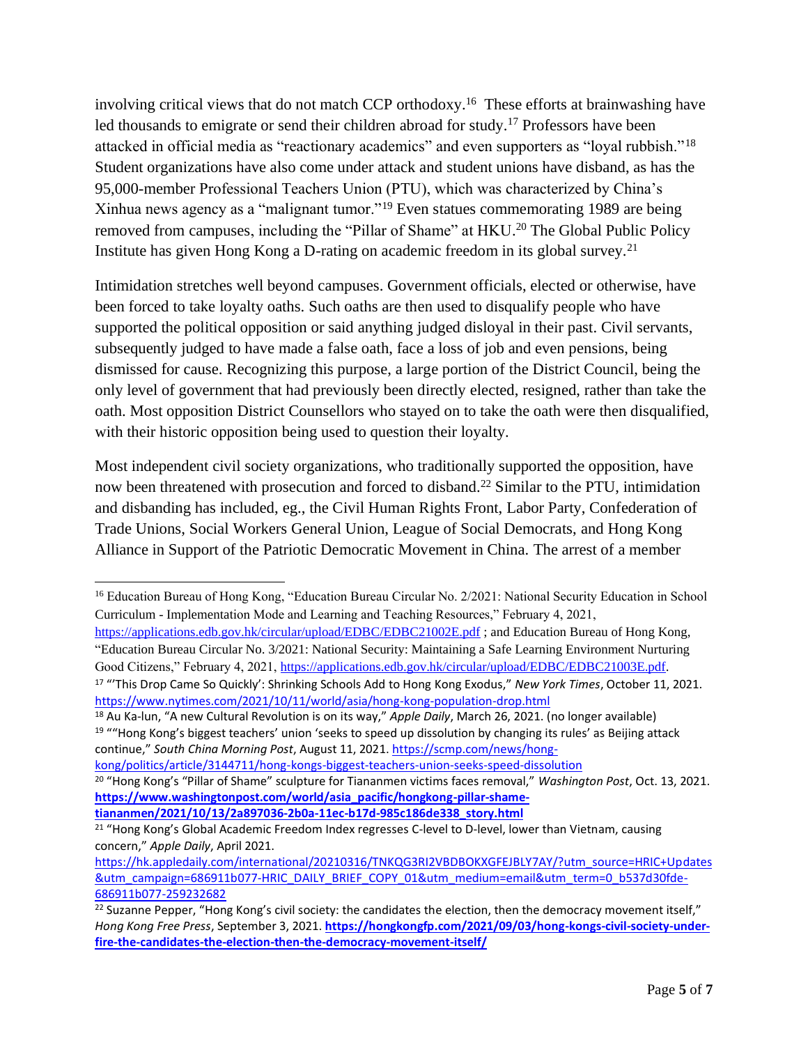involving critical views that do not match CCP orthodoxy.[16] These efforts at brainwashing have led thousands to emigrate or send their children abroad for study.[17] Professors have been attacked in official media as "reactionary academics" and even supporters as "loyal rubbish."[18] Student organizations have also come under attack and student unions have disband, as has the 95,000-member Professional Teachers Union (PTU), which was characterized by China's Xinhua news agency as a "malignant tumor."[19] Even statues commemorating 1989 are being removed from campuses, including the "Pillar of Shame" at HKU.[20] The Global Public Policy Institute has given Hong Kong a D-rating on academic freedom in its global survey.[21]

Intimidation stretches well beyond campuses. Government officials, elected or otherwise, have been forced to take loyalty oaths. Such oaths are then used to disqualify people who have supported the political opposition or said anything judged disloyal in their past. Civil servants, subsequently judged to have made a false oath, face a loss of job and even pensions, being dismissed for cause. Recognizing this purpose, a large portion of the District Council, being the only level of government that had previously been directly elected, resigned, rather than take the oath. Most opposition District Counsellors who stayed on to take the oath were then disqualified, with their historic opposition being used to question their loyalty.

Most independent civil society organizations, who traditionally supported the opposition, have now been threatened with prosecution and forced to disband.[22] Similar to the PTU, intimidation and disbanding has included, eg., the Civil Human Rights Front, Labor Party, Confederation of Trade Unions, Social Workers General Union, League of Social Democrats, and Hong Kong Alliance in Support of the Patriotic Democratic Movement in China. The arrest of a member

---

[16] Education Bureau of Hong Kong, "Education Bureau Circular No. 2/2021: National Security Education in School Curriculum - Implementation Mode and Learning and Teaching Resources," February 4, 2021, https://applications.edb.gov.hk/circular/upload/EDBC/EDBC21002E.pdf ; and Education Bureau of Hong Kong, "Education Bureau Circular No. 3/2021: National Security: Maintaining a Safe Learning Environment Nurturing Good Citizens," February 4, 2021, https://applications.edb.gov.hk/circular/upload/EDBC/EDBC21003E.pdf.

[17] "'This Drop Came So Quickly': Shrinking Schools Add to Hong Kong Exodus," *New York Times*, October 11, 2021. https://www.nytimes.com/2021/10/11/world/asia/hong-kong-population-drop.html

[18] Au Ka-lun, "A new Cultural Revolution is on its way," *Apple Daily*, March 26, 2021. (no longer available)

[19] ""Hong Kong's biggest teachers' union 'seeks to speed up dissolution by changing its rules' as Beijing attack continue," *South China Morning Post*, August 11, 2021. https://scmp.com/news/hong-kong/politics/article/3144711/hong-kongs-biggest-teachers-union-seeks-speed-dissolution

[20] "Hong Kong's "Pillar of Shame" sculpture for Tiananmen victims faces removal," *Washington Post*, Oct. 13, 2021. **https://www.washingtonpost.com/world/asia_pacific/hongkong-pillar-shame-tiananmen/2021/10/13/2a897036-2b0a-11ec-b17d-985c186de338_story.html**

[21] "Hong Kong's Global Academic Freedom Index regresses C-level to D-level, lower than Vietnam, causing concern," *Apple Daily*, April 2021. https://hk.appledaily.com/international/20210316/TNKQG3RI2VBDBOKXGFEJBLY7AY/?utm_source=HRIC+Updates&utm_campaign=686911b077-HRIC_DAILY_BRIEF_COPY_01&utm_medium=email&utm_term=0_b537d30fde-686911b077-259232682

[22] Suzanne Pepper, "Hong Kong's civil society: the candidates the election, then the democracy movement itself," *Hong Kong Free Press*, September 3, 2021. **https://hongkongfp.com/2021/09/03/hong-kongs-civil-society-under-fire-the-candidates-the-election-then-the-democracy-movement-itself/**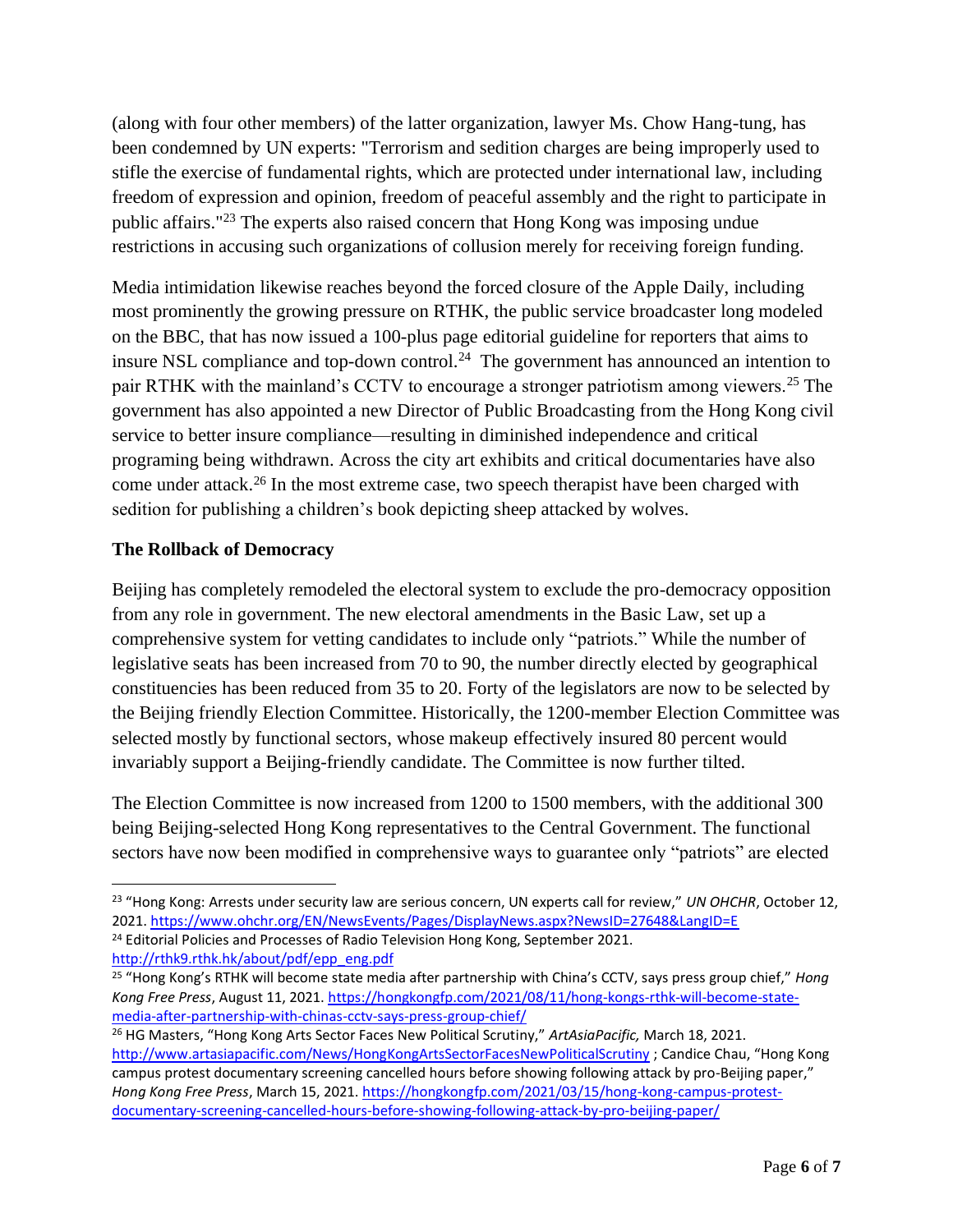(along with four other members) of the latter organization, lawyer Ms. Chow Hang-tung, has been condemned by UN experts: "Terrorism and sedition charges are being improperly used to stifle the exercise of fundamental rights, which are protected under international law, including freedom of expression and opinion, freedom of peaceful assembly and the right to participate in public affairs."[23] The experts also raised concern that Hong Kong was imposing undue restrictions in accusing such organizations of collusion merely for receiving foreign funding.

Media intimidation likewise reaches beyond the forced closure of the Apple Daily, including most prominently the growing pressure on RTHK, the public service broadcaster long modeled on the BBC, that has now issued a 100-plus page editorial guideline for reporters that aims to insure NSL compliance and top-down control.[24] The government has announced an intention to pair RTHK with the mainland's CCTV to encourage a stronger patriotism among viewers.[25] The government has also appointed a new Director of Public Broadcasting from the Hong Kong civil service to better insure compliance—resulting in diminished independence and critical programing being withdrawn. Across the city art exhibits and critical documentaries have also come under attack.[26] In the most extreme case, two speech therapist have been charged with sedition for publishing a children's book depicting sheep attacked by wolves.

**The Rollback of Democracy**

Beijing has completely remodeled the electoral system to exclude the pro-democracy opposition from any role in government. The new electoral amendments in the Basic Law, set up a comprehensive system for vetting candidates to include only "patriots." While the number of legislative seats has been increased from 70 to 90, the number directly elected by geographical constituencies has been reduced from 35 to 20. Forty of the legislators are now to be selected by the Beijing friendly Election Committee. Historically, the 1200-member Election Committee was selected mostly by functional sectors, whose makeup effectively insured 80 percent would invariably support a Beijing-friendly candidate. The Committee is now further tilted.

The Election Committee is now increased from 1200 to 1500 members, with the additional 300 being Beijing-selected Hong Kong representatives to the Central Government. The functional sectors have now been modified in comprehensive ways to guarantee only "patriots" are elected

---

[23] "Hong Kong: Arrests under security law are serious concern, UN experts call for review," *UN OHCHR*, October 12, 2021. https://www.ohchr.org/EN/NewsEvents/Pages/DisplayNews.aspx?NewsID=27648&LangID=E

[24] Editorial Policies and Processes of Radio Television Hong Kong, September 2021. http://rthk9.rthk.hk/about/pdf/epp_eng.pdf

[25] "Hong Kong's RTHK will become state media after partnership with China's CCTV, says press group chief," *Hong Kong Free Press*, August 11, 2021. https://hongkongfp.com/2021/08/11/hong-kongs-rthk-will-become-state-media-after-partnership-with-chinas-cctv-says-press-group-chief/

[26] HG Masters, "Hong Kong Arts Sector Faces New Political Scrutiny," *ArtAsiaPacific,* March 18, 2021. http://www.artasiapacific.com/News/HongKongArtsSectorFacesNewPoliticalScrutiny ; Candice Chau, "Hong Kong campus protest documentary screening cancelled hours before showing following attack by pro-Beijing paper," *Hong Kong Free Press*, March 15, 2021. https://hongkongfp.com/2021/03/15/hong-kong-campus-protest-documentary-screening-cancelled-hours-before-showing-following-attack-by-pro-beijing-paper/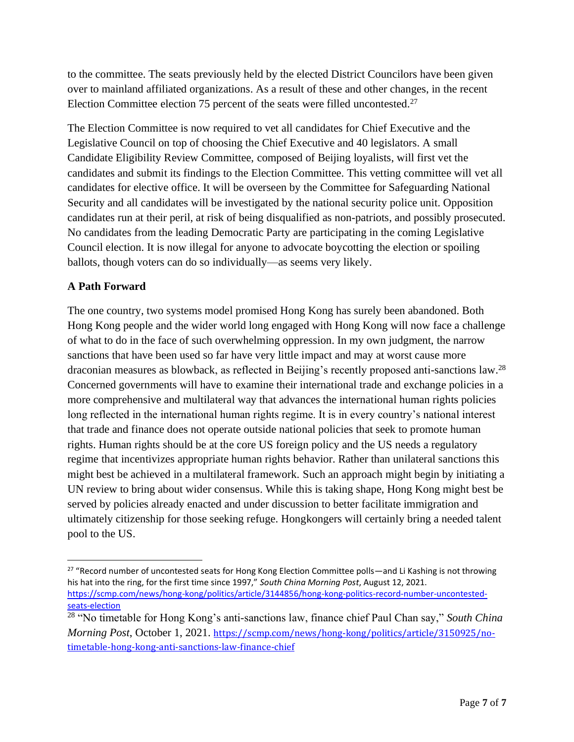to the committee. The seats previously held by the elected District Councilors have been given over to mainland affiliated organizations. As a result of these and other changes, in the recent Election Committee election 75 percent of the seats were filled uncontested.[27]

The Election Committee is now required to vet all candidates for Chief Executive and the Legislative Council on top of choosing the Chief Executive and 40 legislators. A small Candidate Eligibility Review Committee, composed of Beijing loyalists, will first vet the candidates and submit its findings to the Election Committee. This vetting committee will vet all candidates for elective office. It will be overseen by the Committee for Safeguarding National Security and all candidates will be investigated by the national security police unit. Opposition candidates run at their peril, at risk of being disqualified as non-patriots, and possibly prosecuted. No candidates from the leading Democratic Party are participating in the coming Legislative Council election. It is now illegal for anyone to advocate boycotting the election or spoiling ballots, though voters can do so individually—as seems very likely.

**A Path Forward**

The one country, two systems model promised Hong Kong has surely been abandoned. Both Hong Kong people and the wider world long engaged with Hong Kong will now face a challenge of what to do in the face of such overwhelming oppression. In my own judgment, the narrow sanctions that have been used so far have very little impact and may at worst cause more draconian measures as blowback, as reflected in Beijing's recently proposed anti-sanctions law.[28] Concerned governments will have to examine their international trade and exchange policies in a more comprehensive and multilateral way that advances the international human rights policies long reflected in the international human rights regime. It is in every country's national interest that trade and finance does not operate outside national policies that seek to promote human rights. Human rights should be at the core US foreign policy and the US needs a regulatory regime that incentivizes appropriate human rights behavior. Rather than unilateral sanctions this might best be achieved in a multilateral framework. Such an approach might begin by initiating a UN review to bring about wider consensus. While this is taking shape, Hong Kong might best be served by policies already enacted and under discussion to better facilitate immigration and ultimately citizenship for those seeking refuge. Hongkongers will certainly bring a needed talent pool to the US.

---

[27] "Record number of uncontested seats for Hong Kong Election Committee polls—and Li Kashing is not throwing his hat into the ring, for the first time since 1997," *South China Morning Post*, August 12, 2021. https://scmp.com/news/hong-kong/politics/article/3144856/hong-kong-politics-record-number-uncontested-seats-election

[28] "No timetable for Hong Kong's anti-sanctions law, finance chief Paul Chan say," *South China Morning Post*, October 1, 2021. https://scmp.com/news/hong-kong/politics/article/3150925/no-timetable-hong-kong-anti-sanctions-law-finance-chief